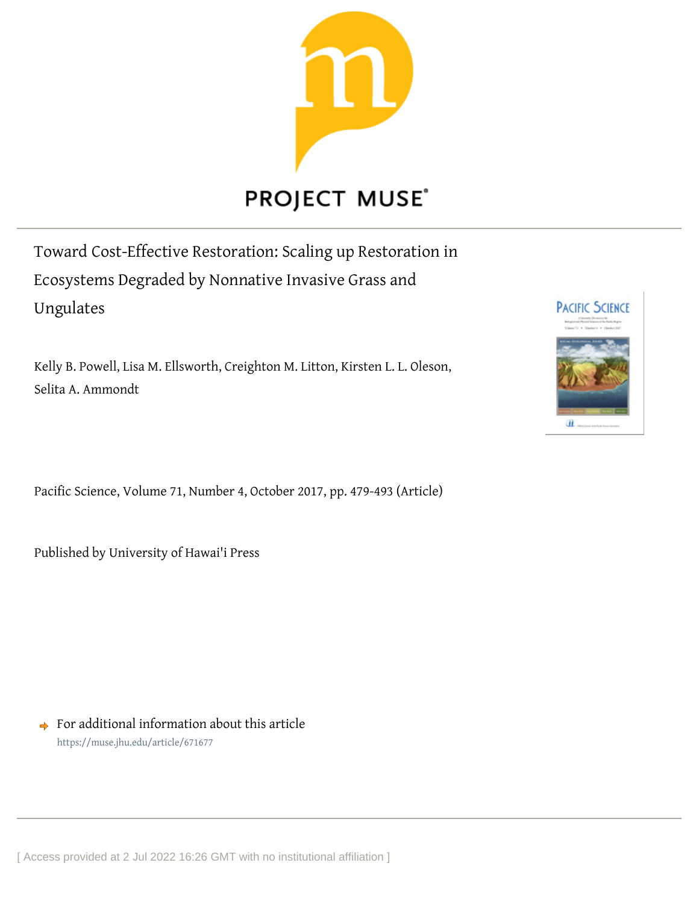PROJECT MUSE®

# Toward Cost-Effective Restoration: Scaling up Restoration in Ecosystems Degraded by Nonnative Invasive Grass and Ungulates

Kelly B. Powell, Lisa M. Ellsworth, Creighton M. Litton, Kirsten L. L. Oleson, Selita A. Ammondt

Pacific Science, Volume 71, Number 4, October 2017, pp. 479-493 (Article)

Published by University of Hawai'i Press

For additional information about this article
https://muse.jhu.edu/article/671677

[ Access provided at 2 Jul 2022 16:26 GMT with no institutional affiliation ]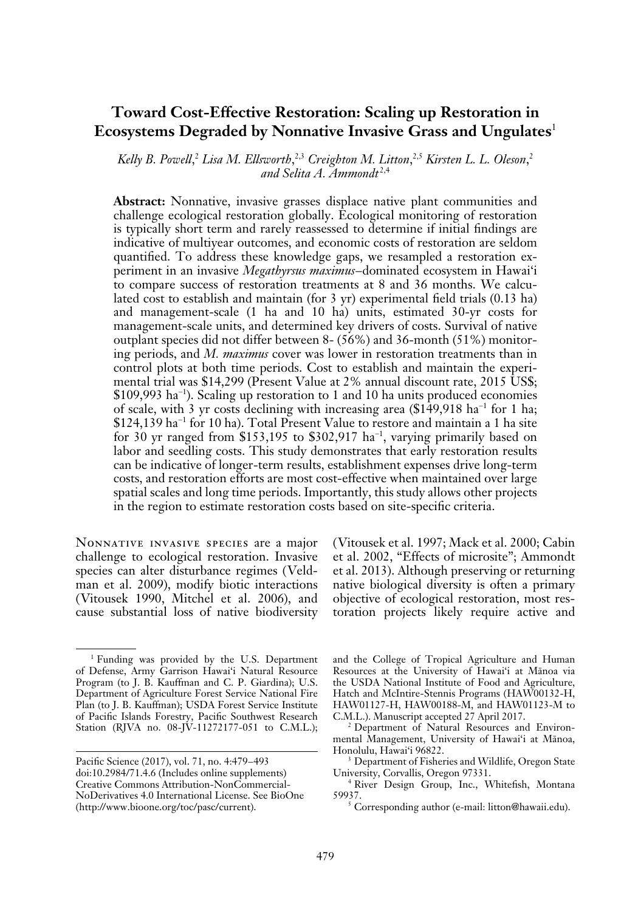# Toward Cost-Effective Restoration: Scaling up Restoration in Ecosystems Degraded by Nonnative Invasive Grass and Ungulates[1]

*Kelly B. Powell,[2] Lisa M. Ellsworth,[2,3] Creighton M. Litton,[2,5] Kirsten L. L. Oleson,[2] and Selita A. Ammondt[2,4]*

**Abstract:** Nonnative, invasive grasses displace native plant communities and challenge ecological restoration globally. Ecological monitoring of restoration is typically short term and rarely reassessed to determine if initial findings are indicative of multiyear outcomes, and economic costs of restoration are seldom quantified. To address these knowledge gaps, we resampled a restoration experiment in an invasive *Megathyrsus maximus*–dominated ecosystem in Hawai'i to compare success of restoration treatments at 8 and 36 months. We calculated cost to establish and maintain (for 3 yr) experimental field trials (0.13 ha) and management-scale (1 ha and 10 ha) units, estimated 30-yr costs for management-scale units, and determined key drivers of costs. Survival of native outplant species did not differ between 8- (56%) and 36-month (51%) monitoring periods, and *M. maximus* cover was lower in restoration treatments than in control plots at both time periods. Cost to establish and maintain the experimental trial was \$14,299 (Present Value at 2% annual discount rate, 2015 US\$; \$109,993 $ha^{-1}$). Scaling up restoration to 1 and 10 ha units produced economies of scale, with 3 yr costs declining with increasing area (\$149,918 $ha^{-1}$ for 1 ha; \$124,139 $ha^{-1}$ for 10 ha). Total Present Value to restore and maintain a 1 ha site for 30 yr ranged from \$153,195 to \$302,917 $ha^{-1}$, varying primarily based on labor and seedling costs. This study demonstrates that early restoration results can be indicative of longer-term results, establishment expenses drive long-term costs, and restoration efforts are most cost-effective when maintained over large spatial scales and long time periods. Importantly, this study allows other projects in the region to estimate restoration costs based on site-specific criteria.

Nonnative invasive species are a major challenge to ecological restoration. Invasive species can alter disturbance regimes (Veldman et al. 2009), modify biotic interactions (Vitousek 1990, Mitchel et al. 2006), and cause substantial loss of native biodiversity (Vitousek et al. 1997; Mack et al. 2000; Cabin et al. 2002, "Effects of microsite"; Ammondt et al. 2013). Although preserving or returning native biological diversity is often a primary objective of ecological restoration, most restoration projects likely require active and

---

[1] Funding was provided by the U.S. Department of Defense, Army Garrison Hawai'i Natural Resource Program (to J. B. Kauffman and C. P. Giardina); U.S. Department of Agriculture Forest Service National Fire Plan (to J. B. Kauffman); USDA Forest Service Institute of Pacific Islands Forestry, Pacific Southwest Research Station (RJVA no. 08-JV-11272177-051 to C.M.L.); and the College of Tropical Agriculture and Human Resources at the University of Hawai'i at Mānoa via the USDA National Institute of Food and Agriculture, Hatch and McIntire-Stennis Programs (HAW00132-H, HAW01127-H, HAW00188-M, and HAW01123-M to C.M.L.). Manuscript accepted 27 April 2017.

[2] Department of Natural Resources and Environmental Management, University of Hawai'i at Mānoa, Honolulu, Hawai'i 96822.

[3] Department of Fisheries and Wildlife, Oregon State University, Corvallis, Oregon 97331.

[4] River Design Group, Inc., Whitefish, Montana 59937.

[5] Corresponding author (e-mail: litton@hawaii.edu).

Pacific Science (2017), vol. 71, no. 4:479–493
doi:10.2984/71.4.6 (Includes online supplements)
Creative Commons Attribution-NonCommercial-NoDerivatives 4.0 International License. See BioOne (http://www.bioone.org/toc/pasc/current).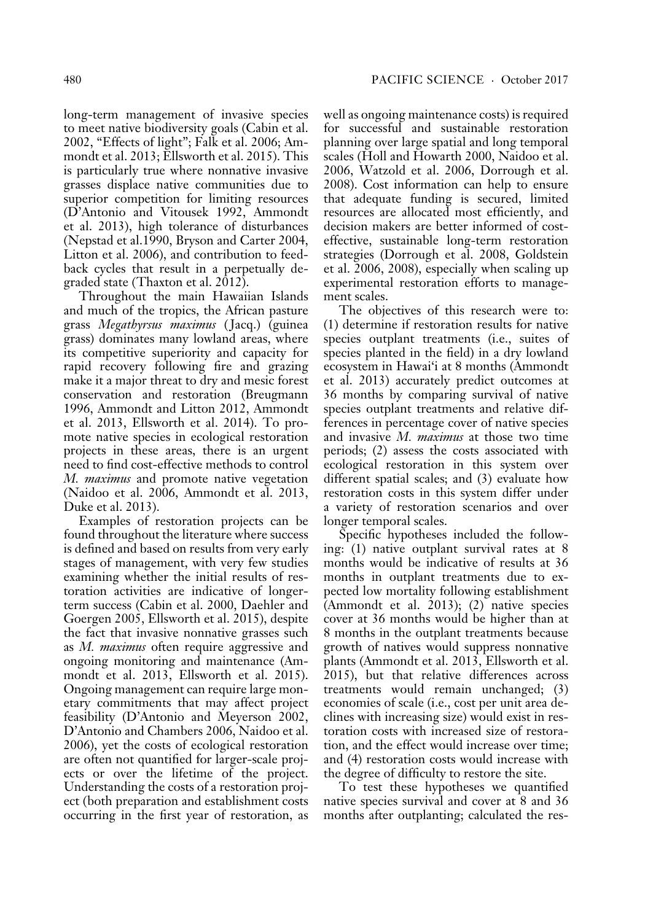long-term management of invasive species to meet native biodiversity goals (Cabin et al. 2002, "Effects of light"; Falk et al. 2006; Ammondt et al. 2013; Ellsworth et al. 2015). This is particularly true where nonnative invasive grasses displace native communities due to superior competition for limiting resources (D'Antonio and Vitousek 1992, Ammondt et al. 2013), high tolerance of disturbances (Nepstad et al.1990, Bryson and Carter 2004, Litton et al. 2006), and contribution to feedback cycles that result in a perpetually degraded state (Thaxton et al. 2012).

Throughout the main Hawaiian Islands and much of the tropics, the African pasture grass *Megathyrsus maximus* (Jacq.) (guinea grass) dominates many lowland areas, where its competitive superiority and capacity for rapid recovery following fire and grazing make it a major threat to dry and mesic forest conservation and restoration (Breugmann 1996, Ammondt and Litton 2012, Ammondt et al. 2013, Ellsworth et al. 2014). To promote native species in ecological restoration projects in these areas, there is an urgent need to find cost-effective methods to control *M. maximus* and promote native vegetation (Naidoo et al. 2006, Ammondt et al. 2013, Duke et al. 2013).

Examples of restoration projects can be found throughout the literature where success is defined and based on results from very early stages of management, with very few studies examining whether the initial results of restoration activities are indicative of longer-term success (Cabin et al. 2000, Daehler and Goergen 2005, Ellsworth et al. 2015), despite the fact that invasive nonnative grasses such as *M. maximus* often require aggressive and ongoing monitoring and maintenance (Ammondt et al. 2013, Ellsworth et al. 2015). Ongoing management can require large monetary commitments that may affect project feasibility (D'Antonio and Meyerson 2002, D'Antonio and Chambers 2006, Naidoo et al. 2006), yet the costs of ecological restoration are often not quantified for larger-scale projects or over the lifetime of the project. Understanding the costs of a restoration project (both preparation and establishment costs occurring in the first year of restoration, as well as ongoing maintenance costs) is required for successful and sustainable restoration planning over large spatial and long temporal scales (Holl and Howarth 2000, Naidoo et al. 2006, Watzold et al. 2006, Dorrough et al. 2008). Cost information can help to ensure that adequate funding is secured, limited resources are allocated most efficiently, and decision makers are better informed of cost-effective, sustainable long-term restoration strategies (Dorrough et al. 2008, Goldstein et al. 2006, 2008), especially when scaling up experimental restoration efforts to management scales.

The objectives of this research were to: (1) determine if restoration results for native species outplant treatments (i.e., suites of species planted in the field) in a dry lowland ecosystem in Hawai'i at 8 months (Ammondt et al. 2013) accurately predict outcomes at 36 months by comparing survival of native species outplant treatments and relative differences in percentage cover of native species and invasive *M. maximus* at those two time periods; (2) assess the costs associated with ecological restoration in this system over different spatial scales; and (3) evaluate how restoration costs in this system differ under a variety of restoration scenarios and over longer temporal scales.

Specific hypotheses included the following: (1) native outplant survival rates at 8 months would be indicative of results at 36 months in outplant treatments due to expected low mortality following establishment (Ammondt et al. 2013); (2) native species cover at 36 months would be higher than at 8 months in the outplant treatments because growth of natives would suppress nonnative plants (Ammondt et al. 2013, Ellsworth et al. 2015), but that relative differences across treatments would remain unchanged; (3) economies of scale (i.e., cost per unit area declines with increasing size) would exist in restoration costs with increased size of restoration, and the effect would increase over time; and (4) restoration costs would increase with the degree of difficulty to restore the site.

To test these hypotheses we quantified native species survival and cover at 8 and 36 months after outplanting; calculated the res-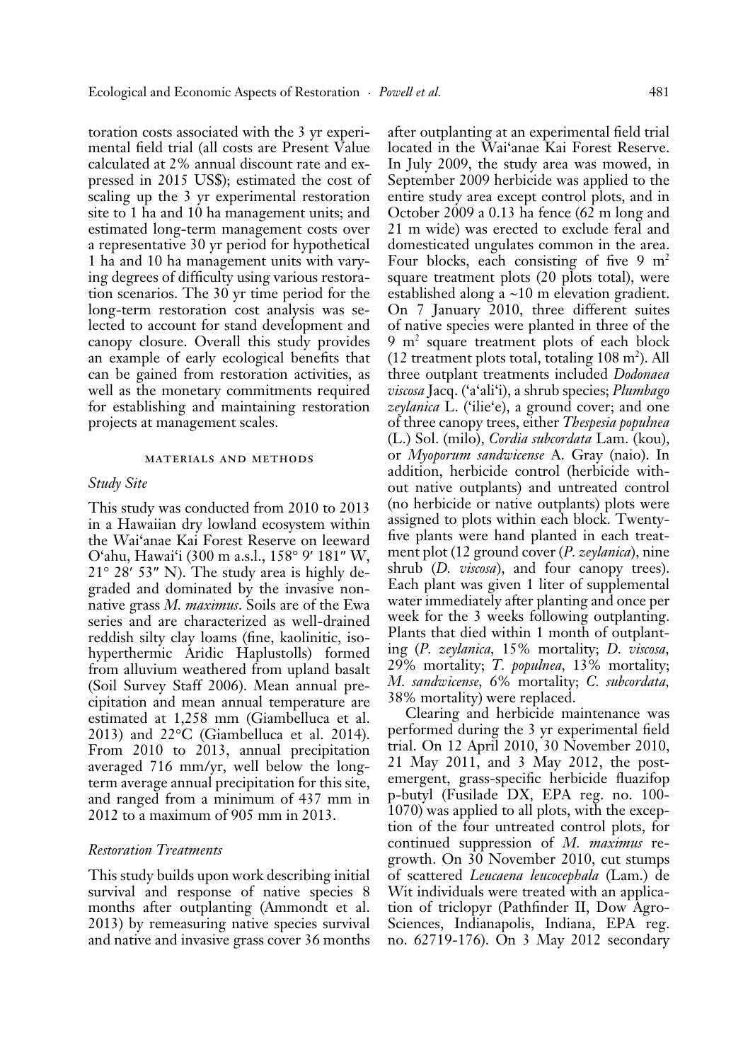toration costs associated with the 3 yr experimental field trial (all costs are Present Value calculated at 2% annual discount rate and expressed in 2015 US$); estimated the cost of scaling up the 3 yr experimental restoration site to 1 ha and 10 ha management units; and estimated long-term management costs over a representative 30 yr period for hypothetical 1 ha and 10 ha management units with varying degrees of difficulty using various restoration scenarios. The 30 yr time period for the long-term restoration cost analysis was selected to account for stand development and canopy closure. Overall this study provides an example of early ecological benefits that can be gained from restoration activities, as well as the monetary commitments required for establishing and maintaining restoration projects at management scales.

## MATERIALS AND METHODS

### Study Site

This study was conducted from 2010 to 2013 in a Hawaiian dry lowland ecosystem within the Wai'anae Kai Forest Reserve on leeward O'ahu, Hawai'i (300 m a.s.l., 158° 9′ 181″ W, 21° 28′ 53″ N). The study area is highly degraded and dominated by the invasive nonnative grass *M. maximus*. Soils are of the Ewa series and are characterized as well-drained reddish silty clay loams (fine, kaolinitic, isohyperthermic Aridic Haplustolls) formed from alluvium weathered from upland basalt (Soil Survey Staff 2006). Mean annual precipitation and mean annual temperature are estimated at 1,258 mm (Giambelluca et al. 2013) and 22°C (Giambelluca et al. 2014). From 2010 to 2013, annual precipitation averaged 716 mm/yr, well below the long-term average annual precipitation for this site, and ranged from a minimum of 437 mm in 2012 to a maximum of 905 mm in 2013.

### Restoration Treatments

This study builds upon work describing initial survival and response of native species 8 months after outplanting (Ammondt et al. 2013) by remeasuring native species survival and native and invasive grass cover 36 months after outplanting at an experimental field trial located in the Wai'anae Kai Forest Reserve. In July 2009, the study area was mowed, in September 2009 herbicide was applied to the entire study area except control plots, and in October 2009 a 0.13 ha fence (62 m long and 21 m wide) was erected to exclude feral and domesticated ungulates common in the area. Four blocks, each consisting of five 9 $m^2$ square treatment plots (20 plots total), were established along a ~10 m elevation gradient. On 7 January 2010, three different suites of native species were planted in three of the 9 $m^2$ square treatment plots of each block (12 treatment plots total, totaling 108 $m^2$). All three outplant treatments included *Dodonaea viscosa* Jacq. ('a'ali'i), a shrub species; *Plumbago zeylanica* L. ('ilie'e), a ground cover; and one of three canopy trees, either *Thespesia populnea* (L.) Sol. (milo), *Cordia subcordata* Lam. (kou), or *Myoporum sandwicense* A. Gray (naio). In addition, herbicide control (herbicide without native outplants) and untreated control (no herbicide or native outplants) plots were assigned to plots within each block. Twenty-five plants were hand planted in each treatment plot (12 ground cover (*P. zeylanica*), nine shrub (*D. viscosa*), and four canopy trees). Each plant was given 1 liter of supplemental water immediately after planting and once per week for the 3 weeks following outplanting. Plants that died within 1 month of outplanting (*P. zeylanica*, 15% mortality; *D. viscosa*, 29% mortality; *T. populnea*, 13% mortality; *M. sandwicense*, 6% mortality; *C. subcordata*, 38% mortality) were replaced.

Clearing and herbicide maintenance was performed during the 3 yr experimental field trial. On 12 April 2010, 30 November 2010, 21 May 2011, and 3 May 2012, the post-emergent, grass-specific herbicide fluazifop p-butyl (Fusilade DX, EPA reg. no. 100-1070) was applied to all plots, with the exception of the four untreated control plots, for continued suppression of *M. maximus* regrowth. On 30 November 2010, cut stumps of scattered *Leucaena leucocephala* (Lam.) de Wit individuals were treated with an application of triclopyr (Pathfinder II, Dow AgroSciences, Indianapolis, Indiana, EPA reg. no. 62719-176). On 3 May 2012 secondary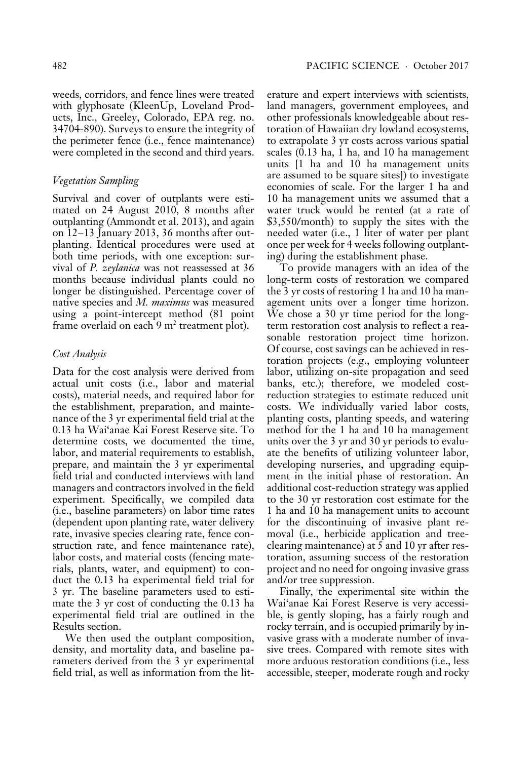weeds, corridors, and fence lines were treated with glyphosate (KleenUp, Loveland Products, Inc., Greeley, Colorado, EPA reg. no. 34704-890). Surveys to ensure the integrity of the perimeter fence (i.e., fence maintenance) were completed in the second and third years.

### *Vegetation Sampling*

Survival and cover of outplants were estimated on 24 August 2010, 8 months after outplanting (Ammondt et al. 2013), and again on 12–13 January 2013, 36 months after outplanting. Identical procedures were used at both time periods, with one exception: survival of *P. zeylanica* was not reassessed at 36 months because individual plants could no longer be distinguished. Percentage cover of native species and *M. maximus* was measured using a point-intercept method (81 point frame overlaid on each 9 m$^2$ treatment plot).

### *Cost Analysis*

Data for the cost analysis were derived from actual unit costs (i.e., labor and material costs), material needs, and required labor for the establishment, preparation, and maintenance of the 3 yr experimental field trial at the 0.13 ha Wai'anae Kai Forest Reserve site. To determine costs, we documented the time, labor, and material requirements to establish, prepare, and maintain the 3 yr experimental field trial and conducted interviews with land managers and contractors involved in the field experiment. Specifically, we compiled data (i.e., baseline parameters) on labor time rates (dependent upon planting rate, water delivery rate, invasive species clearing rate, fence construction rate, and fence maintenance rate), labor costs, and material costs (fencing materials, plants, water, and equipment) to conduct the 0.13 ha experimental field trial for 3 yr. The baseline parameters used to estimate the 3 yr cost of conducting the 0.13 ha experimental field trial are outlined in the Results section.

We then used the outplant composition, density, and mortality data, and baseline parameters derived from the 3 yr experimental field trial, as well as information from the literature and expert interviews with scientists, land managers, government employees, and other professionals knowledgeable about restoration of Hawaiian dry lowland ecosystems, to extrapolate 3 yr costs across various spatial scales (0.13 ha, 1 ha, and 10 ha management units [1 ha and 10 ha management units are assumed to be square sites]) to investigate economies of scale. For the larger 1 ha and 10 ha management units we assumed that a water truck would be rented (at a rate of $3,550/month) to supply the sites with the needed water (i.e., 1 liter of water per plant once per week for 4 weeks following outplanting) during the establishment phase.

To provide managers with an idea of the long-term costs of restoration we compared the 3 yr costs of restoring 1 ha and 10 ha management units over a longer time horizon. We chose a 30 yr time period for the long-term restoration cost analysis to reflect a reasonable restoration project time horizon. Of course, cost savings can be achieved in restoration projects (e.g., employing volunteer labor, utilizing on-site propagation and seed banks, etc.); therefore, we modeled cost-reduction strategies to estimate reduced unit costs. We individually varied labor costs, planting costs, planting speeds, and watering method for the 1 ha and 10 ha management units over the 3 yr and 30 yr periods to evaluate the benefits of utilizing volunteer labor, developing nurseries, and upgrading equipment in the initial phase of restoration. An additional cost-reduction strategy was applied to the 30 yr restoration cost estimate for the 1 ha and 10 ha management units to account for the discontinuing of invasive plant removal (i.e., herbicide application and tree-clearing maintenance) at 5 and 10 yr after restoration, assuming success of the restoration project and no need for ongoing invasive grass and/or tree suppression.

Finally, the experimental site within the Wai'anae Kai Forest Reserve is very accessible, is gently sloping, has a fairly rough and rocky terrain, and is occupied primarily by invasive grass with a moderate number of invasive trees. Compared with remote sites with more arduous restoration conditions (i.e., less accessible, steeper, moderate rough and rocky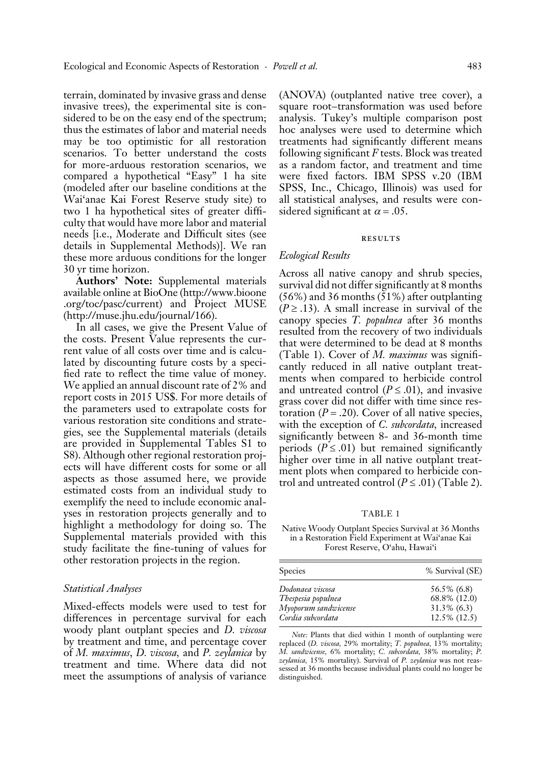terrain, dominated by invasive grass and dense invasive trees), the experimental site is considered to be on the easy end of the spectrum; thus the estimates of labor and material needs may be too optimistic for all restoration scenarios. To better understand the costs for more-arduous restoration scenarios, we compared a hypothetical "Easy" 1 ha site (modeled after our baseline conditions at the Wai'anae Kai Forest Reserve study site) to two 1 ha hypothetical sites of greater difficulty that would have more labor and material needs [i.e., Moderate and Difficult sites (see details in Supplemental Methods)]. We ran these more arduous conditions for the longer 30 yr time horizon.

**Authors' Note:** Supplemental materials available online at BioOne (http://www.bioone.org/toc/pasc/current) and Project MUSE (http://muse.jhu.edu/journal/166).

In all cases, we give the Present Value of the costs. Present Value represents the current value of all costs over time and is calculated by discounting future costs by a specified rate to reflect the time value of money. We applied an annual discount rate of 2% and report costs in 2015 US$. For more details of the parameters used to extrapolate costs for various restoration site conditions and strategies, see the Supplemental materials (details are provided in Supplemental Tables S1 to S8). Although other regional restoration projects will have different costs for some or all aspects as those assumed here, we provide estimated costs from an individual study to exemplify the need to include economic analyses in restoration projects generally and to highlight a methodology for doing so. The Supplemental materials provided with this study facilitate the fine-tuning of values for other restoration projects in the region.

### *Statistical Analyses*

Mixed-effects models were used to test for differences in percentage survival for each woody plant outplant species and *D. viscosa* by treatment and time, and percentage cover of *M. maximus*, *D. viscosa*, and *P. zeylanica* by treatment and time. Where data did not meet the assumptions of analysis of variance (ANOVA) (outplanted native tree cover), a square root–transformation was used before analysis. Tukey's multiple comparison post hoc analyses were used to determine which treatments had significantly different means following significant $F$ tests. Block was treated as a random factor, and treatment and time were fixed factors. IBM SPSS v.20 (IBM SPSS, Inc., Chicago, Illinois) was used for all statistical analyses, and results were considered significant at $\alpha = .05$.

## RESULTS

### *Ecological Results*

Across all native canopy and shrub species, survival did not differ significantly at 8 months (56%) and 36 months (51%) after outplanting ($P \geq .13$). A small increase in survival of the canopy species *T. populnea* after 36 months resulted from the recovery of two individuals that were determined to be dead at 8 months (Table 1). Cover of *M. maximus* was significantly reduced in all native outplant treatments when compared to herbicide control and untreated control ($P \leq .01$), and invasive grass cover did not differ with time since restoration ($P = .20$). Cover of all native species, with the exception of *C. subcordata*, increased significantly between 8- and 36-month time periods ($P \leq .01$) but remained significantly higher over time in all native outplant treatment plots when compared to herbicide control and untreated control ($P \leq .01$) (Table 2).

TABLE 1

Native Woody Outplant Species Survival at 36 Months in a Restoration Field Experiment at Wai'anae Kai Forest Reserve, O'ahu, Hawai'i

| Species | % Survival (SE) |
|---|---|
| *Dodonaea viscosa* | 56.5% (6.8) |
| *Thespesia populnea* | 68.8% (12.0) |
| *Myoporum sandwicense* | 31.3% (6.3) |
| *Cordia subcordata* | 12.5% (12.5) |

*Note:* Plants that died within 1 month of outplanting were replaced (*D. viscosa*, 29% mortality; *T. populnea*, 13% mortality; *M. sandwicense*, 6% mortality; *C. subcordata*, 38% mortality; *P. zeylanica*, 15% mortality). Survival of *P. zeylanica* was not reassessed at 36 months because individual plants could no longer be distinguished.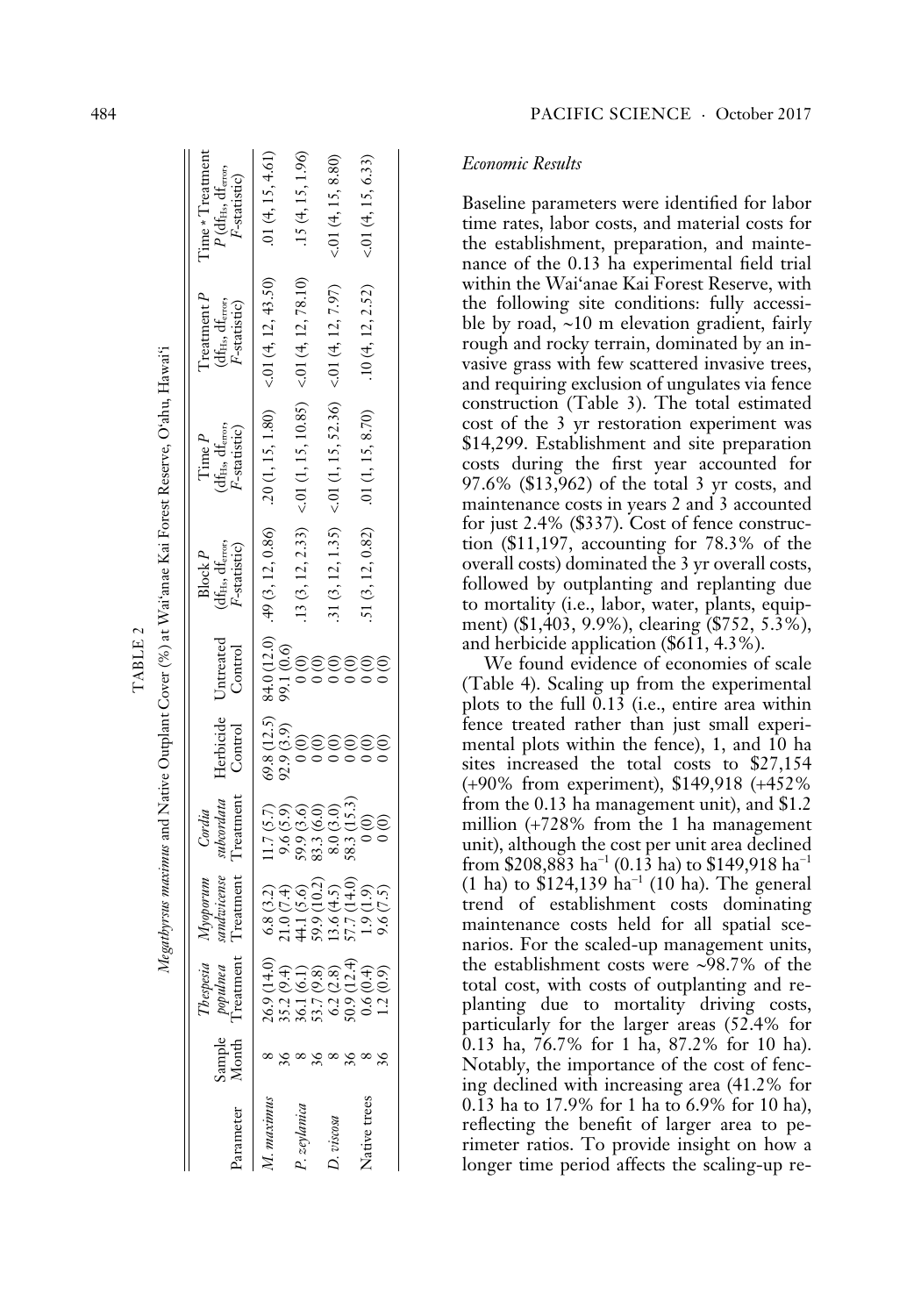TABLE 2

*Megathyrsus maximus* and Native Outplant Cover (%) at Wai'anae Kai Forest Reserve, O'ahu, Hawai'i

| Parameter | Sample Month | *Thespesia populnea* Treatment | *Myoporum sandwicense* Treatment | *Cordia subcordata* Treatment | Herbicide Control | Untreated Control | Block $P$ ($df_{Hs}$, $df_{error}$, $F$-statistic) | Time $P$ ($df_{Hs}$, $df_{error}$, $F$-statistic) | Treatment $P$ ($df_{Hs}$, $df_{error}$, $F$-statistic) | Time * Treatment $P$ ($df_{Hs}$, $df_{error}$, $F$-statistic) |
|---|---|---|---|---|---|---|---|---|---|---|
| *M. maximus* | 8 | 26.9 (14.0) | 6.8 (3.2) | 11.7 (5.7) | 69.8 (12.5) | 84.0 (12.0) | .49 (3, 12, 0.86) | .20 (1, 15, 1.80) | <.01 (4, 12, 43.50) | .01 (4, 15, 4.61) |
| | 36 | 35.2 (9.4) | 21.0 (7.4) | 9.6 (5.9) | 92.9 (3.9) | 99.1 (0.6) | | | | |
| *P. zeylanica* | 8 | 36.1 (6.1) | 44.1 (5.6) | 59.9 (3.6) | 0 (0) | 0 (0) | .13 (3, 12, 2.33) | <.01 (1, 15, 10.85) | <.01 (4, 12, 78.10) | .15 (4, 15, 1.96) |
| | 36 | 53.7 (9.8) | 59.9 (10.2) | 83.3 (6.0) | 0 (0) | 0 (0) | | | | |
| *D. viscosa* | 8 | 6.2 (2.8) | 13.6 (4.5) | 8.0 (3.0) | 0 (0) | 0 (0) | .31 (3, 12, 1.35) | <.01 (1, 15, 52.36) | <.01 (4, 12, 7.97) | <.01 (4, 15, 8.80) |
| | 36 | 50.9 (12.4) | 57.7 (14.0) | 58.3 (15.3) | 0 (0) | 0 (0) | | | | |
| Native trees | 8 | 0.6 (0.4) | 1.9 (1.9) | 0 (0) | 0 (0) | 0 (0) | .51 (3, 12, 0.82) | .01 (1, 15, 8.70) | .10 (4, 12, 2.52) | <.01 (4, 15, 6.33) |
| | 36 | 1.2 (0.9) | 9.6 (7.5) | 0 (0) | 0 (0) | 0 (0) | | | | |

*Economic Results*

Baseline parameters were identified for labor time rates, labor costs, and material costs for the establishment, preparation, and maintenance of the 0.13 ha experimental field trial within the Wai'anae Kai Forest Reserve, with the following site conditions: fully accessible by road, ~10 m elevation gradient, fairly rough and rocky terrain, dominated by an invasive grass with few scattered invasive trees, and requiring exclusion of ungulates via fence construction (Table 3). The total estimated cost of the 3 yr restoration experiment was \$14,299. Establishment and site preparation costs during the first year accounted for 97.6% (\$13,962) of the total 3 yr costs, and maintenance costs in years 2 and 3 accounted for just 2.4% (\$337). Cost of fence construction (\$11,197, accounting for 78.3% of the overall costs) dominated the 3 yr overall costs, followed by outplanting and replanting due to mortality (i.e., labor, water, plants, equipment) (\$1,403, 9.9%), clearing (\$752, 5.3%), and herbicide application (\$611, 4.3%).

We found evidence of economies of scale (Table 4). Scaling up from the experimental plots to the full 0.13 (i.e., entire area within fence treated rather than just small experimental plots within the fence), 1, and 10 ha sites increased the total costs to \$27,154 (+90% from experiment), \$149,918 (+452% from the 0.13 ha management unit), and \$1.2 million (+728% from the 1 ha management unit), although the cost per unit area declined from \$208,883 $ha^{-1}$ (0.13 ha) to \$149,918 $ha^{-1}$ (1 ha) to \$124,139 $ha^{-1}$ (10 ha). The general trend of establishment costs dominating maintenance costs held for all spatial scenarios. For the scaled-up management units, the establishment costs were ~98.7% of the total cost, with costs of outplanting and replanting due to mortality driving costs, particularly for the larger areas (52.4% for 0.13 ha, 76.7% for 1 ha, 87.2% for 10 ha). Notably, the importance of the cost of fencing declined with increasing area (41.2% for 0.13 ha to 17.9% for 1 ha to 6.9% for 10 ha), reflecting the benefit of larger area to perimeter ratios. To provide insight on how a longer time period affects the scaling-up re-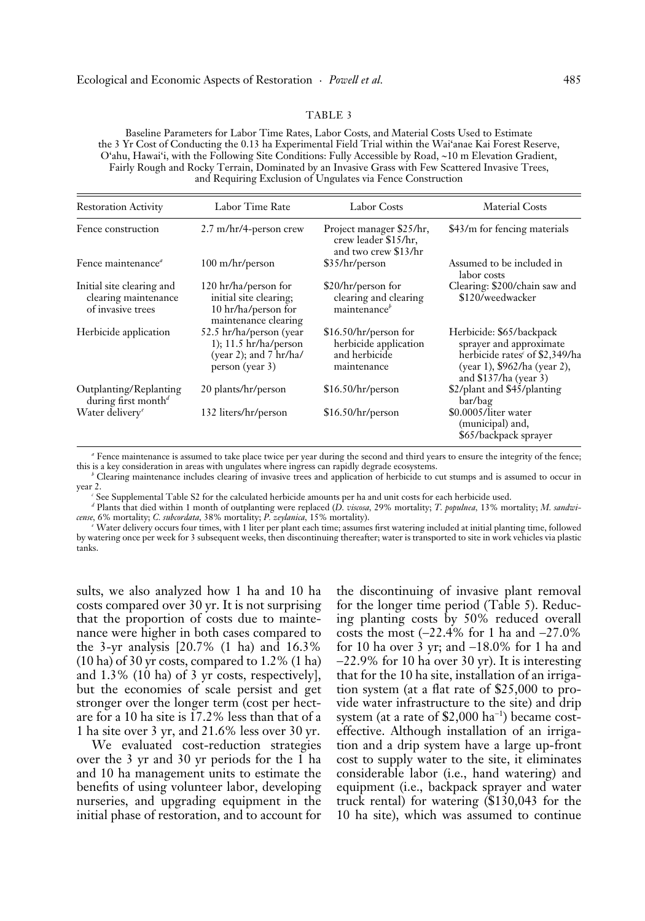TABLE 3

Baseline Parameters for Labor Time Rates, Labor Costs, and Material Costs Used to Estimate the 3 Yr Cost of Conducting the 0.13 ha Experimental Field Trial within the Wai'anae Kai Forest Reserve, O'ahu, Hawai'i, with the Following Site Conditions: Fully Accessible by Road, ~10 m Elevation Gradient, Fairly Rough and Rocky Terrain, Dominated by an Invasive Grass with Few Scattered Invasive Trees, and Requiring Exclusion of Ungulates via Fence Construction

| Restoration Activity | Labor Time Rate | Labor Costs | Material Costs |
|---|---|---|---|
| Fence construction | 2.7 m/hr/4-person crew | Project manager $25/hr, crew leader $15/hr, and two crew $13/hr | $43/m for fencing materials |
| Fence maintenance[a] | 100 m/hr/person | $35/hr/person | Assumed to be included in labor costs |
| Initial site clearing and clearing maintenance of invasive trees | 120 hr/ha/person for initial site clearing; 10 hr/ha/person for maintenance clearing | $20/hr/person for clearing and clearing maintenance[b] | Clearing: $200/chain saw and $120/weedwacker |
| Herbicide application | 52.5 hr/ha/person (year 1); 11.5 hr/ha/person (year 2); and 7 hr/ha/person (year 3) | $16.50/hr/person for herbicide application and herbicide maintenance | Herbicide: $65/backpack sprayer and approximate herbicide rates[c] of $2,349/ha (year 1), $962/ha (year 2), and $137/ha (year 3) |
| Outplanting/Replanting during first month[d] | 20 plants/hr/person | $16.50/hr/person | $2/plant and $45/planting bar/bag |
| Water delivery[e] | 132 liters/hr/person | $16.50/hr/person | $0.0005/liter water (municipal) and, $65/backpack sprayer |

[a] Fence maintenance is assumed to take place twice per year during the second and third years to ensure the integrity of the fence; this is a key consideration in areas with ungulates where ingress can rapidly degrade ecosystems.

[b] Clearing maintenance includes clearing of invasive trees and application of herbicide to cut stumps and is assumed to occur in year 2.

[c] See Supplemental Table S2 for the calculated herbicide amounts per ha and unit costs for each herbicide used.

[d] Plants that died within 1 month of outplanting were replaced (*D. viscosa*, 29% mortality; *T. populnea*, 13% mortality; *M. sandwicense*, 6% mortality; *C. subcordata*, 38% mortality; *P. zeylanica*, 15% mortality).

[e] Water delivery occurs four times, with 1 liter per plant each time; assumes first watering included at initial planting time, followed by watering once per week for 3 subsequent weeks, then discontinuing thereafter; water is transported to site in work vehicles via plastic tanks.

sults, we also analyzed how 1 ha and 10 ha costs compared over 30 yr. It is not surprising that the proportion of costs due to maintenance were higher in both cases compared to the 3-yr analysis [20.7% (1 ha) and 16.3% (10 ha) of 30 yr costs, compared to 1.2% (1 ha) and 1.3% (10 ha) of 3 yr costs, respectively], but the economies of scale persist and get stronger over the longer term (cost per hectare for a 10 ha site is 17.2% less than that of a 1 ha site over 3 yr, and 21.6% less over 30 yr.

We evaluated cost-reduction strategies over the 3 yr and 30 yr periods for the 1 ha and 10 ha management units to estimate the benefits of using volunteer labor, developing nurseries, and upgrading equipment in the initial phase of restoration, and to account for the discontinuing of invasive plant removal for the longer time period (Table 5). Reducing planting costs by 50% reduced overall costs the most (–22.4% for 1 ha and –27.0% for 10 ha over 3 yr; and –18.0% for 1 ha and –22.9% for 10 ha over 30 yr). It is interesting that for the 10 ha site, installation of an irrigation system (at a flat rate of $25,000 to provide water infrastructure to the site) and drip system (at a rate of $2,000 ha$^{-1}$) became cost-effective. Although installation of an irrigation and a drip system have a large up-front cost to supply water to the site, it eliminates considerable labor (i.e., hand watering) and equipment (i.e., backpack sprayer and water truck rental) for watering ($130,043 for the 10 ha site), which was assumed to continue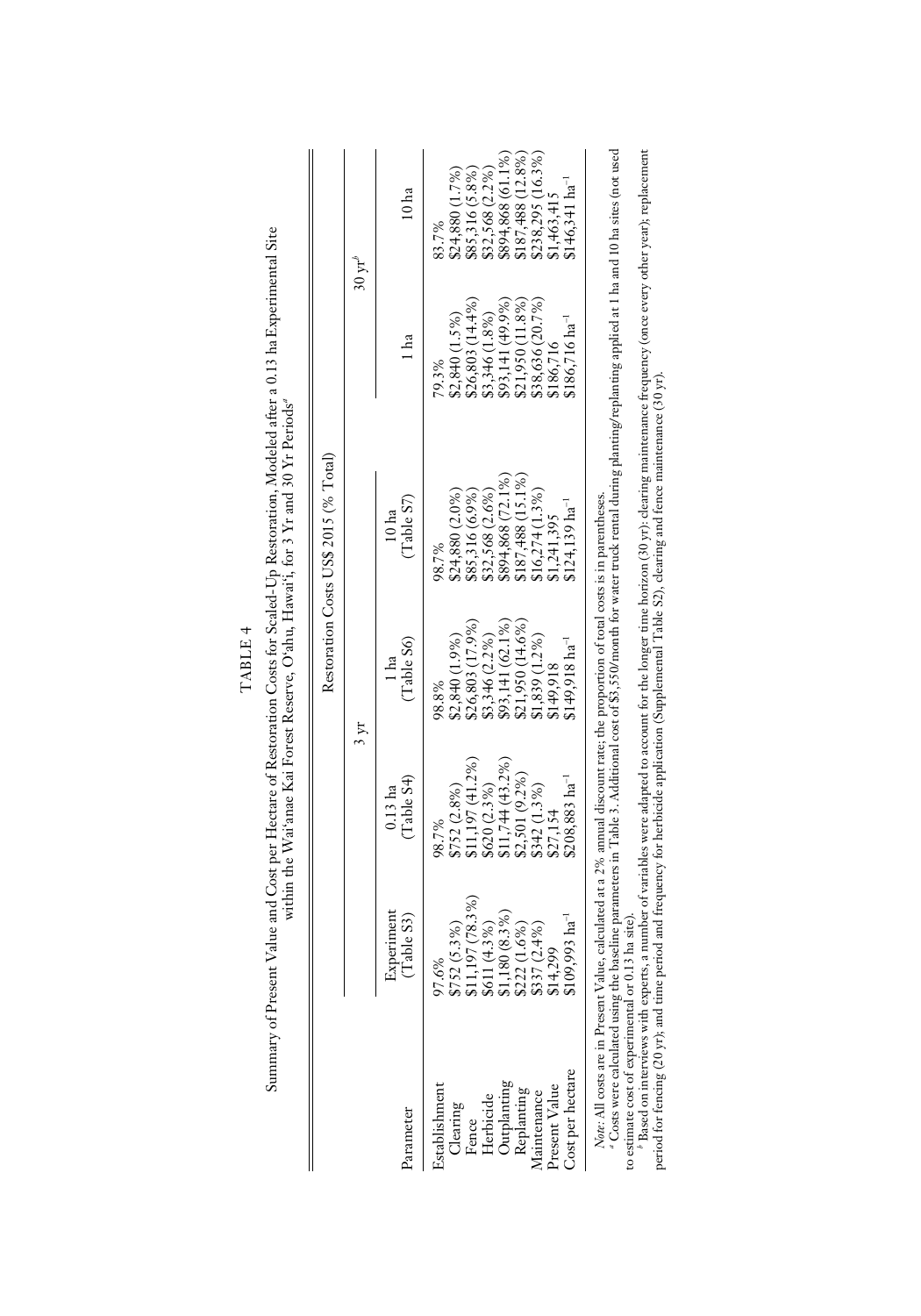TABLE 4

Summary of Present Value and Cost per Hectare of Restoration Costs for Scaled-Up Restoration, Modeled after a 0.13 ha Experimental Site within the Wai'anae Kai Forest Reserve, O'ahu, Hawai'i, for 3 Yr and 30 Yr Periods[a]

| Parameter | Restoration Costs US$ 2015 (% Total) | | | | | |
|---|---|---|---|---|---|---|
| | 3 yr | | | | 30 yr[b] | |
| | Experiment (Table S3) | 0.13 ha (Table S4) | 1 ha (Table S6) | 10 ha (Table S7) | 1 ha | 10 ha |
| Establishment | 97.6% | 98.7% | 98.8% | 98.7% | 79.3% | 83.7% |
| Clearing | \$752 (5.3%) | \$752 (2.8%) | \$2,840 (1.9%) | \$24,880 (2.0%) | \$2,840 (1.5%) | \$24,880 (1.7%) |
| Fence | \$11,197 (78.3%) | \$11,197 (41.2%) | \$26,803 (17.9%) | \$85,316 (6.9%) | \$26,803 (14.4%) | \$85,316 (5.8%) |
| Herbicide | \$611 (4.3%) | \$620 (2.3%) | \$3,346 (2.2%) | \$32,568 (2.6%) | \$3,346 (1.8%) | \$32,568 (2.2%) |
| Outplanting | \$1,180 (8.3%) | \$11,744 (43.2%) | \$93,141 (62.1%) | \$894,868 (72.1%) | \$93,141 (49.9%) | \$894,868 (61.1%) |
| Replanting | \$222 (1.6%) | \$2,501 (9.2%) | \$21,950 (14.6%) | \$187,488 (15.1%) | \$21,950 (11.8%) | \$187,488 (12.8%) |
| Maintenance | \$337 (2.4%) | \$342 (1.3%) | \$1,839 (1.2%) | \$16,274 (1.3%) | \$38,636 (20.7%) | \$238,295 (16.3%) |
| Present Value | \$14,299 | \$27,154 | \$149,918 | \$1,241,395 | \$186,716 | \$1,463,415 |
| Cost per hectare | \$109,993 ha$^{-1}$ | \$208,883 ha$^{-1}$ | \$149,918 ha$^{-1}$ | \$124,139 ha$^{-1}$ | \$186,716 ha$^{-1}$ | \$146,341 ha$^{-1}$ |

*Note:* All costs are in Present Value, calculated at a 2% annual discount rate; the proportion of total costs is in parentheses.

[a] Costs were calculated using the baseline parameters in Table 3. Additional cost of \$3,550/month for water truck rental during planting/replanting applied at 1 ha and 10 ha sites (not used to estimate cost of experimental or 0.13 ha site).

[b] Based on interviews with experts, a number of variables were adapted to account for the longer time horizon (30 yr): clearing maintenance frequency (once every other year); replacement period for fencing (20 yr); and time period and frequency for herbicide application (Supplemental Table S2), clearing and fence maintenance (30 yr).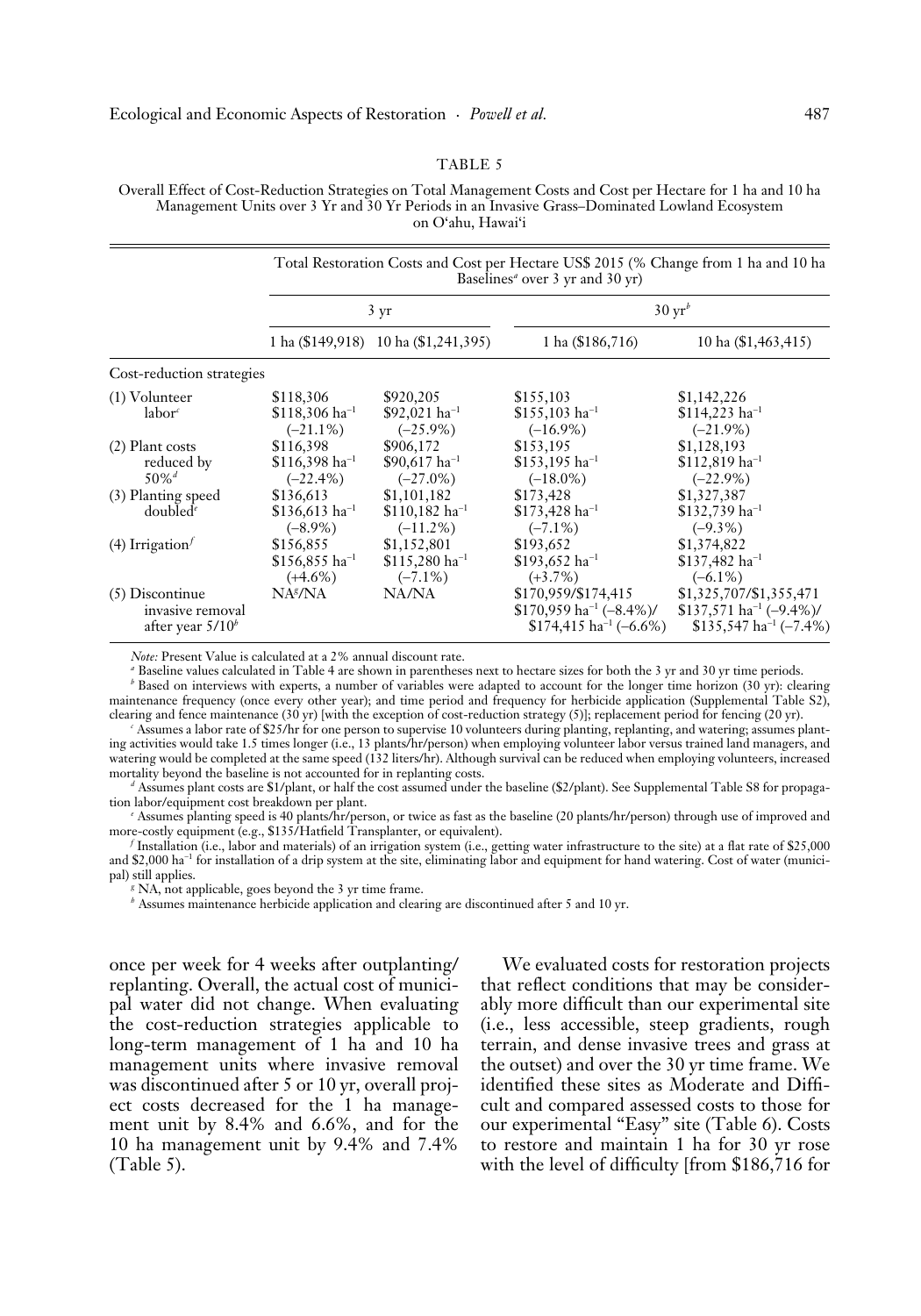TABLE 5

Overall Effect of Cost-Reduction Strategies on Total Management Costs and Cost per Hectare for 1 ha and 10 ha Management Units over 3 Yr and 30 Yr Periods in an Invasive Grass–Dominated Lowland Ecosystem on O‘ahu, Hawai‘i

| | Total Restoration Costs and Cost per Hectare US$ 2015 (% Change from 1 ha and 10 ha Baselines[a] over 3 yr and 30 yr) | | | |
|---|---|---|---|---|
| | 3 yr | | 30 yr[b] | |
| | 1 ha ($149,918) | 10 ha ($1,241,395) | 1 ha ($186,716) | 10 ha ($1,463,415) |
| Cost-reduction strategies | | | | |
| (1) Volunteer labor[c] | $118,306 $118,306 ha$^{-1}$ (−21.1%) | $920,205 $92,021 ha$^{-1}$ (−25.9%) | $155,103 $155,103 ha$^{-1}$ (−16.9%) | $1,142,226 $114,223 ha$^{-1}$ (−21.9%) |
| (2) Plant costs reduced by 50%[d] | $116,398 $116,398 ha$^{-1}$ (−22.4%) | $906,172 $90,617 ha$^{-1}$ (−27.0%) | $153,195 $153,195 ha$^{-1}$ (−18.0%) | $1,128,193 $112,819 ha$^{-1}$ (−22.9%) |
| (3) Planting speed doubled[e] | $136,613 $136,613 ha$^{-1}$ (−8.9%) | $1,101,182 $110,182 ha$^{-1}$ (−11.2%) | $173,428 $173,428 ha$^{-1}$ (−7.1%) | $1,327,387 $132,739 ha$^{-1}$ (−9.3%) |
| (4) Irrigation[f] | $156,855 $156,855 ha$^{-1}$ (+4.6%) | $1,152,801 $115,280 ha$^{-1}$ (−7.1%) | $193,652 $193,652 ha$^{-1}$ (+3.7%) | $1,374,822 $137,482 ha$^{-1}$ (−6.1%) |
| (5) Discontinue invasive removal after year 5/10[h] | NA[g]/NA | NA/NA | $170,959/$174,415 $170,959 ha$^{-1}$ (−8.4%)/ $174,415 ha$^{-1}$ (−6.6%) | $1,325,707/$1,355,471 $137,571 ha$^{-1}$ (−9.4%)/ $135,547 ha$^{-1}$ (−7.4%) |

*Note:* Present Value is calculated at a 2% annual discount rate.

[a] Baseline values calculated in Table 4 are shown in parentheses next to hectare sizes for both the 3 yr and 30 yr time periods.

[b] Based on interviews with experts, a number of variables were adapted to account for the longer time horizon (30 yr): clearing maintenance frequency (once every other year); and time period and frequency for herbicide application (Supplemental Table S2), clearing and fence maintenance (30 yr) [with the exception of cost-reduction strategy (5)]; replacement period for fencing (20 yr).

[c] Assumes a labor rate of $25/hr for one person to supervise 10 volunteers during planting, replanting, and watering; assumes planting activities would take 1.5 times longer (i.e., 13 plants/hr/person) when employing volunteer labor versus trained land managers, and watering would be completed at the same speed (132 liters/hr). Although survival can be reduced when employing volunteers, increased mortality beyond the baseline is not accounted for in replanting costs.

[d] Assumes plant costs are $1/plant, or half the cost assumed under the baseline ($2/plant). See Supplemental Table S8 for propagation labor/equipment cost breakdown per plant.

[e] Assumes planting speed is 40 plants/hr/person, or twice as fast as the baseline (20 plants/hr/person) through use of improved and more-costly equipment (e.g., $135/Hatfield Transplanter, or equivalent).

[f] Installation (i.e., labor and materials) of an irrigation system (i.e., getting water infrastructure to the site) at a flat rate of $25,000 and $2,000 ha$^{-1}$ for installation of a drip system at the site, eliminating labor and equipment for hand watering. Cost of water (municipal) still applies.

[g] NA, not applicable, goes beyond the 3 yr time frame.

[h] Assumes maintenance herbicide application and clearing are discontinued after 5 and 10 yr.

once per week for 4 weeks after outplanting/replanting. Overall, the actual cost of municipal water did not change. When evaluating the cost-reduction strategies applicable to long-term management of 1 ha and 10 ha management units where invasive removal was discontinued after 5 or 10 yr, overall project costs decreased for the 1 ha management unit by 8.4% and 6.6%, and for the 10 ha management unit by 9.4% and 7.4% (Table 5).

We evaluated costs for restoration projects that reflect conditions that may be considerably more difficult than our experimental site (i.e., less accessible, steep gradients, rough terrain, and dense invasive trees and grass at the outset) and over the 30 yr time frame. We identified these sites as Moderate and Difficult and compared assessed costs to those for our experimental "Easy" site (Table 6). Costs to restore and maintain 1 ha for 30 yr rose with the level of difficulty [from $186,716 for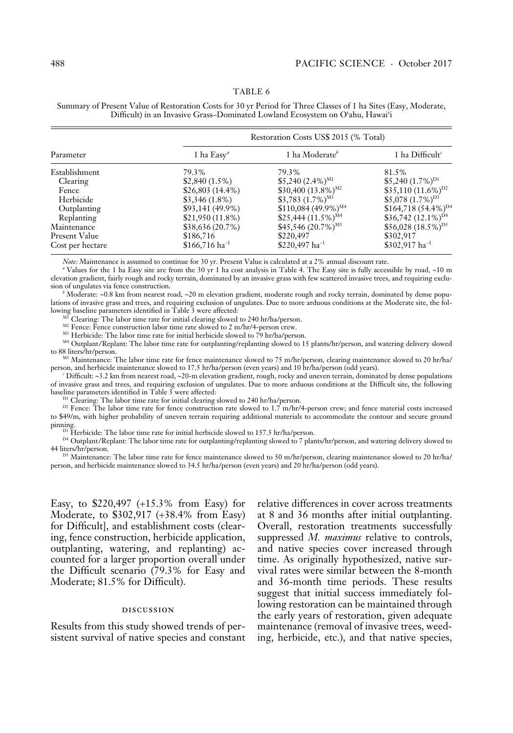TABLE 6

Summary of Present Value of Restoration Costs for 30 yr Period for Three Classes of 1 ha Sites (Easy, Moderate, Difficult) in an Invasive Grass–Dominated Lowland Ecosystem on O'ahu, Hawai'i

| Parameter | Restoration Costs US$ 2015 (% Total) | | |
|---|---|---|---|
| | 1 ha Easy[a] | 1 ha Moderate[b] | 1 ha Difficult[c] |
| Establishment | 79.3% | 79.3% | 81.5% |
| Clearing | $2,840 (1.5%) | $5,240 (2.4%)[M1] | $5,240 (1.7%)[D1] |
| Fence | $26,803 (14.4%) | $30,400 (13.8%)[M2] | $35,110 (11.6%)[D2] |
| Herbicide | $3,346 (1.8%) | $3,783 (1.7%)[M3] | $5,078 (1.7%)[D3] |
| Outplanting | $93,141 (49.9%) | $110,084 (49.9%)[M4] | $164,718 (54.4%)[D4] |
| Replanting | $21,950 (11.8%) | $25,444 (11.5%)[M4] | $36,742 (12.1%)[D4] |
| Maintenance | $38,636 (20.7%) | $45,546 (20.7%)[M5] | $56,028 (18.5%)[D5] |
| Present Value | $186,716 | $220,497 | $302,917 |
| Cost per hectare | $166,716 ha$^{-1}$ | $220,497 ha$^{-1}$ | $302,917 ha$^{-1}$ |

*Note:* Maintenance is assumed to continue for 30 yr. Present Value is calculated at a 2% annual discount rate.

[a] Values for the 1 ha Easy site are from the 30 yr 1 ha cost analysis in Table 4. The Easy site is fully accessible by road, ~10 m elevation gradient, fairly rough and rocky terrain, dominated by an invasive grass with few scattered invasive trees, and requiring exclusion of ungulates via fence construction.

[b] Moderate: ~0.8 km from nearest road, ~20 m elevation gradient, moderate rough and rocky terrain, dominated by dense populations of invasive grass and trees, and requiring exclusion of ungulates. Due to more arduous conditions at the Moderate site, the following baseline parameters identified in Table 3 were affected:

[M1] Clearing: The labor time rate for initial clearing slowed to 240 hr/ha/person.

[M2] Fence: Fence construction labor time rate slowed to 2 m/hr/4-person crew.

[M3] Herbicide: The labor time rate for initial herbicide slowed to 79 hr/ha/person.

[M4] Outplant/Replant: The labor time rate for outplanting/replanting slowed to 15 plants/hr/person, and watering delivery slowed to 88 liters/hr/person.

[M5] Maintenance: The labor time rate for fence maintenance slowed to 75 m/hr/person, clearing maintenance slowed to 20 hr/ha/person, and herbicide maintenance slowed to 17.5 hr/ha/person (even years) and 10 hr/ha/person (odd years).

[c] Difficult: ~3.2 km from nearest road, ~20-m elevation gradient, rough, rocky and uneven terrain, dominated by dense populations of invasive grass and trees, and requiring exclusion of ungulates. Due to more arduous conditions at the Difficult site, the following baseline parameters identified in Table 3 were affected:

[D1] Clearing: The labor time rate for initial clearing slowed to 240 hr/ha/person.

[D2] Fence: The labor time rate for fence construction rate slowed to 1.7 m/hr/4-person crew; and fence material costs increased to $49/m, with higher probability of uneven terrain requiring additional materials to accommodate the contour and secure ground pinning.

[D3] Herbicide: The labor time rate for initial herbicide slowed to 157.5 hr/ha/person.

[D4] Outplant/Replant: The labor time rate for outplanting/replanting slowed to 7 plants/hr/person, and watering delivery slowed to 44 liters/hr/person.

[D5] Maintenance: The labor time rate for fence maintenance slowed to 50 m/hr/person, clearing maintenance slowed to 20 hr/ha/person, and herbicide maintenance slowed to 34.5 hr/ha/person (even years) and 20 hr/ha/person (odd years).

Easy, to $220,497 (+15.3% from Easy) for Moderate, to $302,917 (+38.4% from Easy) for Difficult], and establishment costs (clearing, fence construction, herbicide application, outplanting, watering, and replanting) accounted for a larger proportion overall under the Difficult scenario (79.3% for Easy and Moderate; 81.5% for Difficult).

## DISCUSSION

Results from this study showed trends of persistent survival of native species and constant relative differences in cover across treatments at 8 and 36 months after initial outplanting. Overall, restoration treatments successfully suppressed *M. maximus* relative to controls, and native species cover increased through time. As originally hypothesized, native survival rates were similar between the 8-month and 36-month time periods. These results suggest that initial success immediately following restoration can be maintained through the early years of restoration, given adequate maintenance (removal of invasive trees, weeding, herbicide, etc.), and that native species,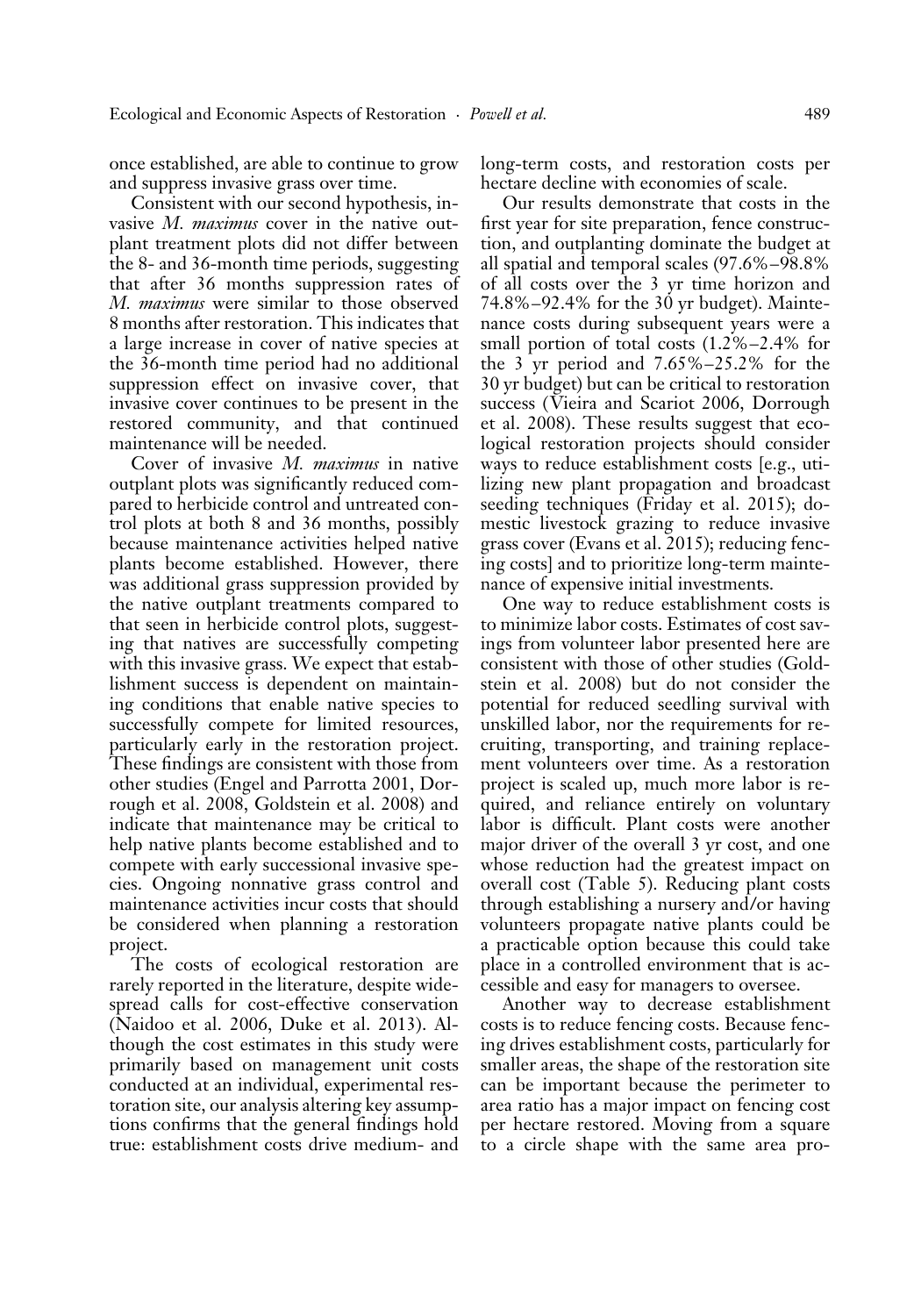once established, are able to continue to grow and suppress invasive grass over time.

Consistent with our second hypothesis, invasive *M. maximus* cover in the native outplant treatment plots did not differ between the 8- and 36-month time periods, suggesting that after 36 months suppression rates of *M. maximus* were similar to those observed 8 months after restoration. This indicates that a large increase in cover of native species at the 36-month time period had no additional suppression effect on invasive cover, that invasive cover continues to be present in the restored community, and that continued maintenance will be needed.

Cover of invasive *M. maximus* in native outplant plots was significantly reduced compared to herbicide control and untreated control plots at both 8 and 36 months, possibly because maintenance activities helped native plants become established. However, there was additional grass suppression provided by the native outplant treatments compared to that seen in herbicide control plots, suggesting that natives are successfully competing with this invasive grass. We expect that establishment success is dependent on maintaining conditions that enable native species to successfully compete for limited resources, particularly early in the restoration project. These findings are consistent with those from other studies (Engel and Parrotta 2001, Dorrough et al. 2008, Goldstein et al. 2008) and indicate that maintenance may be critical to help native plants become established and to compete with early successional invasive species. Ongoing nonnative grass control and maintenance activities incur costs that should be considered when planning a restoration project.

The costs of ecological restoration are rarely reported in the literature, despite widespread calls for cost-effective conservation (Naidoo et al. 2006, Duke et al. 2013). Although the cost estimates in this study were primarily based on management unit costs conducted at an individual, experimental restoration site, our analysis altering key assumptions confirms that the general findings hold true: establishment costs drive medium- and long-term costs, and restoration costs per hectare decline with economies of scale.

Our results demonstrate that costs in the first year for site preparation, fence construction, and outplanting dominate the budget at all spatial and temporal scales (97.6%–98.8% of all costs over the 3 yr time horizon and 74.8%–92.4% for the 30 yr budget). Maintenance costs during subsequent years were a small portion of total costs (1.2%–2.4% for the 3 yr period and 7.65%–25.2% for the 30 yr budget) but can be critical to restoration success (Vieira and Scariot 2006, Dorrough et al. 2008). These results suggest that ecological restoration projects should consider ways to reduce establishment costs [e.g., utilizing new plant propagation and broadcast seeding techniques (Friday et al. 2015); domestic livestock grazing to reduce invasive grass cover (Evans et al. 2015); reducing fencing costs] and to prioritize long-term maintenance of expensive initial investments.

One way to reduce establishment costs is to minimize labor costs. Estimates of cost savings from volunteer labor presented here are consistent with those of other studies (Goldstein et al. 2008) but do not consider the potential for reduced seedling survival with unskilled labor, nor the requirements for recruiting, transporting, and training replacement volunteers over time. As a restoration project is scaled up, much more labor is required, and reliance entirely on voluntary labor is difficult. Plant costs were another major driver of the overall 3 yr cost, and one whose reduction had the greatest impact on overall cost (Table 5). Reducing plant costs through establishing a nursery and/or having volunteers propagate native plants could be a practicable option because this could take place in a controlled environment that is accessible and easy for managers to oversee.

Another way to decrease establishment costs is to reduce fencing costs. Because fencing drives establishment costs, particularly for smaller areas, the shape of the restoration site can be important because the perimeter to area ratio has a major impact on fencing cost per hectare restored. Moving from a square to a circle shape with the same area pro-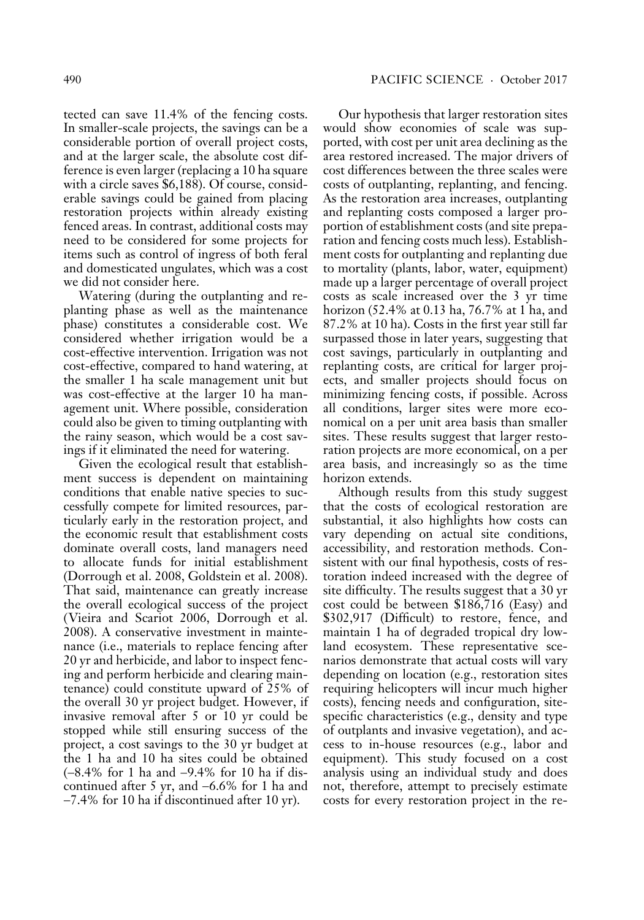tected can save 11.4% of the fencing costs. In smaller-scale projects, the savings can be a considerable portion of overall project costs, and at the larger scale, the absolute cost difference is even larger (replacing a 10 ha square with a circle saves $6,188). Of course, considerable savings could be gained from placing restoration projects within already existing fenced areas. In contrast, additional costs may need to be considered for some projects for items such as control of ingress of both feral and domesticated ungulates, which was a cost we did not consider here.

Watering (during the outplanting and replanting phase as well as the maintenance phase) constitutes a considerable cost. We considered whether irrigation would be a cost-effective intervention. Irrigation was not cost-effective, compared to hand watering, at the smaller 1 ha scale management unit but was cost-effective at the larger 10 ha management unit. Where possible, consideration could also be given to timing outplanting with the rainy season, which would be a cost savings if it eliminated the need for watering.

Given the ecological result that establishment success is dependent on maintaining conditions that enable native species to successfully compete for limited resources, particularly early in the restoration project, and the economic result that establishment costs dominate overall costs, land managers need to allocate funds for initial establishment (Dorrough et al. 2008, Goldstein et al. 2008). That said, maintenance can greatly increase the overall ecological success of the project (Vieira and Scariot 2006, Dorrough et al. 2008). A conservative investment in maintenance (i.e., materials to replace fencing after 20 yr and herbicide, and labor to inspect fencing and perform herbicide and clearing maintenance) could constitute upward of 25% of the overall 30 yr project budget. However, if invasive removal after 5 or 10 yr could be stopped while still ensuring success of the project, a cost savings to the 30 yr budget at the 1 ha and 10 ha sites could be obtained (−8.4% for 1 ha and −9.4% for 10 ha if discontinued after 5 yr, and −6.6% for 1 ha and −7.4% for 10 ha if discontinued after 10 yr).

Our hypothesis that larger restoration sites would show economies of scale was supported, with cost per unit area declining as the area restored increased. The major drivers of cost differences between the three scales were costs of outplanting, replanting, and fencing. As the restoration area increases, outplanting and replanting costs composed a larger proportion of establishment costs (and site preparation and fencing costs much less). Establishment costs for outplanting and replanting due to mortality (plants, labor, water, equipment) made up a larger percentage of overall project costs as scale increased over the 3 yr time horizon (52.4% at 0.13 ha, 76.7% at 1 ha, and 87.2% at 10 ha). Costs in the first year still far surpassed those in later years, suggesting that cost savings, particularly in outplanting and replanting costs, are critical for larger projects, and smaller projects should focus on minimizing fencing costs, if possible. Across all conditions, larger sites were more economical on a per unit area basis than smaller sites. These results suggest that larger restoration projects are more economical, on a per area basis, and increasingly so as the time horizon extends.

Although results from this study suggest that the costs of ecological restoration are substantial, it also highlights how costs can vary depending on actual site conditions, accessibility, and restoration methods. Consistent with our final hypothesis, costs of restoration indeed increased with the degree of site difficulty. The results suggest that a 30 yr cost could be between $186,716 (Easy) and $302,917 (Difficult) to restore, fence, and maintain 1 ha of degraded tropical dry lowland ecosystem. These representative scenarios demonstrate that actual costs will vary depending on location (e.g., restoration sites requiring helicopters will incur much higher costs), fencing needs and configuration, site-specific characteristics (e.g., density and type of outplants and invasive vegetation), and access to in-house resources (e.g., labor and equipment). This study focused on a cost analysis using an individual study and does not, therefore, attempt to precisely estimate costs for every restoration project in the re-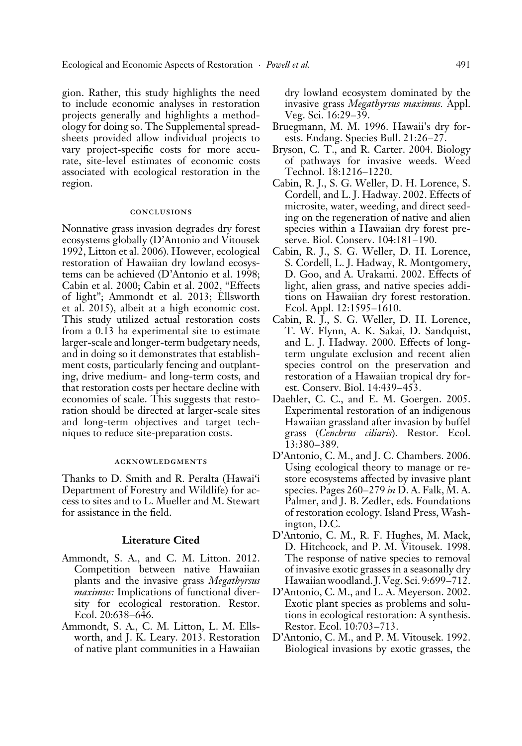gion. Rather, this study highlights the need to include economic analyses in restoration projects generally and highlights a methodology for doing so. The Supplemental spreadsheets provided allow individual projects to vary project-specific costs for more accurate, site-level estimates of economic costs associated with ecological restoration in the region.

## CONCLUSIONS

Nonnative grass invasion degrades dry forest ecosystems globally (D'Antonio and Vitousek 1992, Litton et al. 2006). However, ecological restoration of Hawaiian dry lowland ecosystems can be achieved (D'Antonio et al. 1998; Cabin et al. 2000; Cabin et al. 2002, "Effects of light"; Ammondt et al. 2013; Ellsworth et al. 2015), albeit at a high economic cost. This study utilized actual restoration costs from a 0.13 ha experimental site to estimate larger-scale and longer-term budgetary needs, and in doing so it demonstrates that establishment costs, particularly fencing and outplanting, drive medium- and long-term costs, and that restoration costs per hectare decline with economies of scale. This suggests that restoration should be directed at larger-scale sites and long-term objectives and target techniques to reduce site-preparation costs.

## ACKNOWLEDGMENTS

Thanks to D. Smith and R. Peralta (Hawai'i Department of Forestry and Wildlife) for access to sites and to L. Mueller and M. Stewart for assistance in the field.

## Literature Cited

- Ammondt, S. A., and C. M. Litton. 2012. Competition between native Hawaiian plants and the invasive grass *Megathyrsus maximus:* Implications of functional diversity for ecological restoration. Restor. Ecol. 20:638–646.
- Ammondt, S. A., C. M. Litton, L. M. Ellsworth, and J. K. Leary. 2013. Restoration of native plant communities in a Hawaiian dry lowland ecosystem dominated by the invasive grass *Megathyrsus maximus.* Appl. Veg. Sci. 16:29–39.
- Bruegmann, M. M. 1996. Hawaii's dry forests. Endang. Species Bull. 21:26–27.
- Bryson, C. T., and R. Carter. 2004. Biology of pathways for invasive weeds. Weed Technol. 18:1216–1220.
- Cabin, R. J., S. G. Weller, D. H. Lorence, S. Cordell, and L. J. Hadway. 2002. Effects of microsite, water, weeding, and direct seeding on the regeneration of native and alien species within a Hawaiian dry forest preserve. Biol. Conserv. 104:181–190.
- Cabin, R. J., S. G. Weller, D. H. Lorence, S. Cordell, L. J. Hadway, R. Montgomery, D. Goo, and A. Urakami. 2002. Effects of light, alien grass, and native species additions on Hawaiian dry forest restoration. Ecol. Appl. 12:1595–1610.
- Cabin, R. J., S. G. Weller, D. H. Lorence, T. W. Flynn, A. K. Sakai, D. Sandquist, and L. J. Hadway. 2000. Effects of long-term ungulate exclusion and recent alien species control on the preservation and restoration of a Hawaiian tropical dry forest. Conserv. Biol. 14:439–453.
- Daehler, C. C., and E. M. Goergen. 2005. Experimental restoration of an indigenous Hawaiian grassland after invasion by buffel grass (*Cenchrus ciliaris*). Restor. Ecol. 13:380–389.
- D'Antonio, C. M., and J. C. Chambers. 2006. Using ecological theory to manage or restore ecosystems affected by invasive plant species. Pages 260–279 *in* D. A. Falk, M. A. Palmer, and J. B. Zedler, eds. Foundations of restoration ecology. Island Press, Washington, D.C.
- D'Antonio, C. M., R. F. Hughes, M. Mack, D. Hitchcock, and P. M. Vitousek. 1998. The response of native species to removal of invasive exotic grasses in a seasonally dry Hawaiian woodland. J. Veg. Sci. 9:699–712.
- D'Antonio, C. M., and L. A. Meyerson. 2002. Exotic plant species as problems and solutions in ecological restoration: A synthesis. Restor. Ecol. 10:703–713.
- D'Antonio, C. M., and P. M. Vitousek. 1992. Biological invasions by exotic grasses, the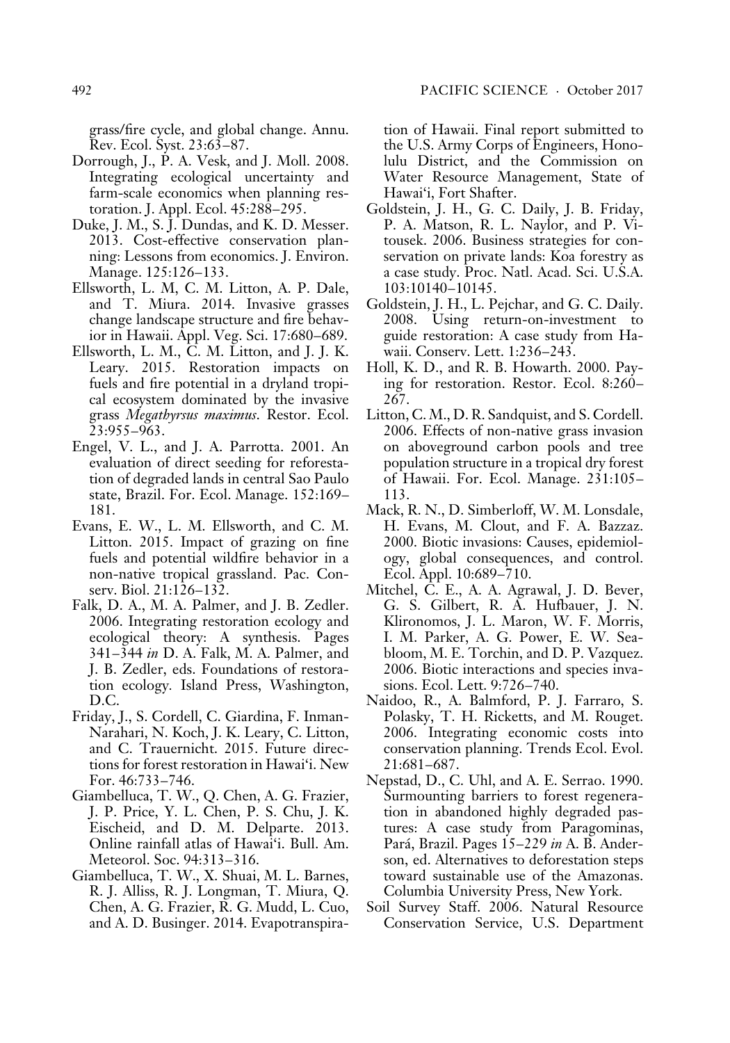grass/fire cycle, and global change. Annu. Rev. Ecol. Syst. 23:63–87.

Dorrough, J., P. A. Vesk, and J. Moll. 2008. Integrating ecological uncertainty and farm-scale economics when planning restoration. J. Appl. Ecol. 45:288–295.

Duke, J. M., S. J. Dundas, and K. D. Messer. 2013. Cost-effective conservation planning: Lessons from economics. J. Environ. Manage. 125:126–133.

Ellsworth, L. M, C. M. Litton, A. P. Dale, and T. Miura. 2014. Invasive grasses change landscape structure and fire behavior in Hawaii. Appl. Veg. Sci. 17:680–689.

Ellsworth, L. M., C. M. Litton, and J. J. K. Leary. 2015. Restoration impacts on fuels and fire potential in a dryland tropical ecosystem dominated by the invasive grass *Megathyrsus maximus*. Restor. Ecol. 23:955–963.

Engel, V. L., and J. A. Parrotta. 2001. An evaluation of direct seeding for reforestation of degraded lands in central Sao Paulo state, Brazil. For. Ecol. Manage. 152:169–181.

Evans, E. W., L. M. Ellsworth, and C. M. Litton. 2015. Impact of grazing on fine fuels and potential wildfire behavior in a non-native tropical grassland. Pac. Conserv. Biol. 21:126–132.

Falk, D. A., M. A. Palmer, and J. B. Zedler. 2006. Integrating restoration ecology and ecological theory: A synthesis. Pages 341–344 *in* D. A. Falk, M. A. Palmer, and J. B. Zedler, eds. Foundations of restoration ecology. Island Press, Washington, D.C.

Friday, J., S. Cordell, C. Giardina, F. Inman-Narahari, N. Koch, J. K. Leary, C. Litton, and C. Trauernicht. 2015. Future directions for forest restoration in Hawai'i. New For. 46:733–746.

Giambelluca, T. W., Q. Chen, A. G. Frazier, J. P. Price, Y. L. Chen, P. S. Chu, J. K. Eischeid, and D. M. Delparte. 2013. Online rainfall atlas of Hawai'i. Bull. Am. Meteorol. Soc. 94:313–316.

Giambelluca, T. W., X. Shuai, M. L. Barnes, R. J. Alliss, R. J. Longman, T. Miura, Q. Chen, A. G. Frazier, R. G. Mudd, L. Cuo, and A. D. Businger. 2014. Evapotranspiration of Hawaii. Final report submitted to the U.S. Army Corps of Engineers, Honolulu District, and the Commission on Water Resource Management, State of Hawai'i, Fort Shafter.

Goldstein, J. H., G. C. Daily, J. B. Friday, P. A. Matson, R. L. Naylor, and P. Vitousek. 2006. Business strategies for conservation on private lands: Koa forestry as a case study. Proc. Natl. Acad. Sci. U.S.A. 103:10140–10145.

Goldstein, J. H., L. Pejchar, and G. C. Daily. 2008. Using return-on-investment to guide restoration: A case study from Hawaii. Conserv. Lett. 1:236–243.

Holl, K. D., and R. B. Howarth. 2000. Paying for restoration. Restor. Ecol. 8:260–267.

Litton, C. M., D. R. Sandquist, and S. Cordell. 2006. Effects of non-native grass invasion on aboveground carbon pools and tree population structure in a tropical dry forest of Hawaii. For. Ecol. Manage. 231:105–113.

Mack, R. N., D. Simberloff, W. M. Lonsdale, H. Evans, M. Clout, and F. A. Bazzaz. 2000. Biotic invasions: Causes, epidemiology, global consequences, and control. Ecol. Appl. 10:689–710.

Mitchel, C. E., A. A. Agrawal, J. D. Bever, G. S. Gilbert, R. A. Hufbauer, J. N. Klironomos, J. L. Maron, W. F. Morris, I. M. Parker, A. G. Power, E. W. Seabloom, M. E. Torchin, and D. P. Vazquez. 2006. Biotic interactions and species invasions. Ecol. Lett. 9:726–740.

Naidoo, R., A. Balmford, P. J. Farraro, S. Polasky, T. H. Ricketts, and M. Rouget. 2006. Integrating economic costs into conservation planning. Trends Ecol. Evol. 21:681–687.

Nepstad, D., C. Uhl, and A. E. Serrao. 1990. Surmounting barriers to forest regeneration in abandoned highly degraded pastures: A case study from Paragominas, Pará, Brazil. Pages 15–229 *in* A. B. Anderson, ed. Alternatives to deforestation steps toward sustainable use of the Amazonas. Columbia University Press, New York.

Soil Survey Staff. 2006. Natural Resource Conservation Service, U.S. Department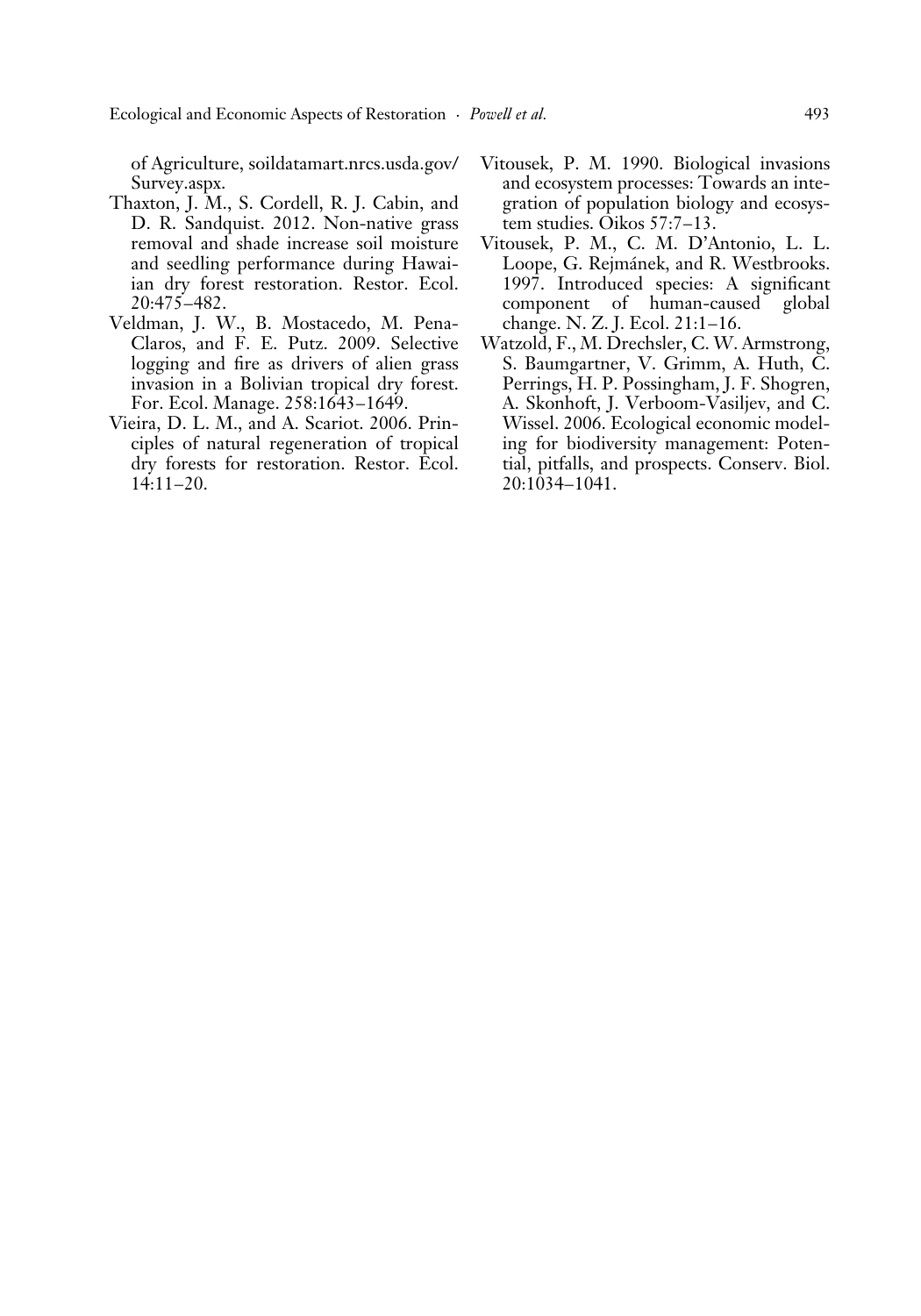of Agriculture, soildatamart.nrcs.usda.gov/Survey.aspx.

Thaxton, J. M., S. Cordell, R. J. Cabin, and D. R. Sandquist. 2012. Non-native grass removal and shade increase soil moisture and seedling performance during Hawaiian dry forest restoration. Restor. Ecol. 20:475–482.

Veldman, J. W., B. Mostacedo, M. Pena-Claros, and F. E. Putz. 2009. Selective logging and fire as drivers of alien grass invasion in a Bolivian tropical dry forest. For. Ecol. Manage. 258:1643–1649.

Vieira, D. L. M., and A. Scariot. 2006. Principles of natural regeneration of tropical dry forests for restoration. Restor. Ecol. 14:11–20.

Vitousek, P. M. 1990. Biological invasions and ecosystem processes: Towards an integration of population biology and ecosystem studies. Oikos 57:7–13.

Vitousek, P. M., C. M. D'Antonio, L. L. Loope, G. Rejmánek, and R. Westbrooks. 1997. Introduced species: A significant component of human-caused global change. N. Z. J. Ecol. 21:1–16.

Watzold, F., M. Drechsler, C. W. Armstrong, S. Baumgartner, V. Grimm, A. Huth, C. Perrings, H. P. Possingham, J. F. Shogren, A. Skonhoft, J. Verboom-Vasiljev, and C. Wissel. 2006. Ecological economic modeling for biodiversity management: Potential, pitfalls, and prospects. Conserv. Biol. 20:1034–1041.